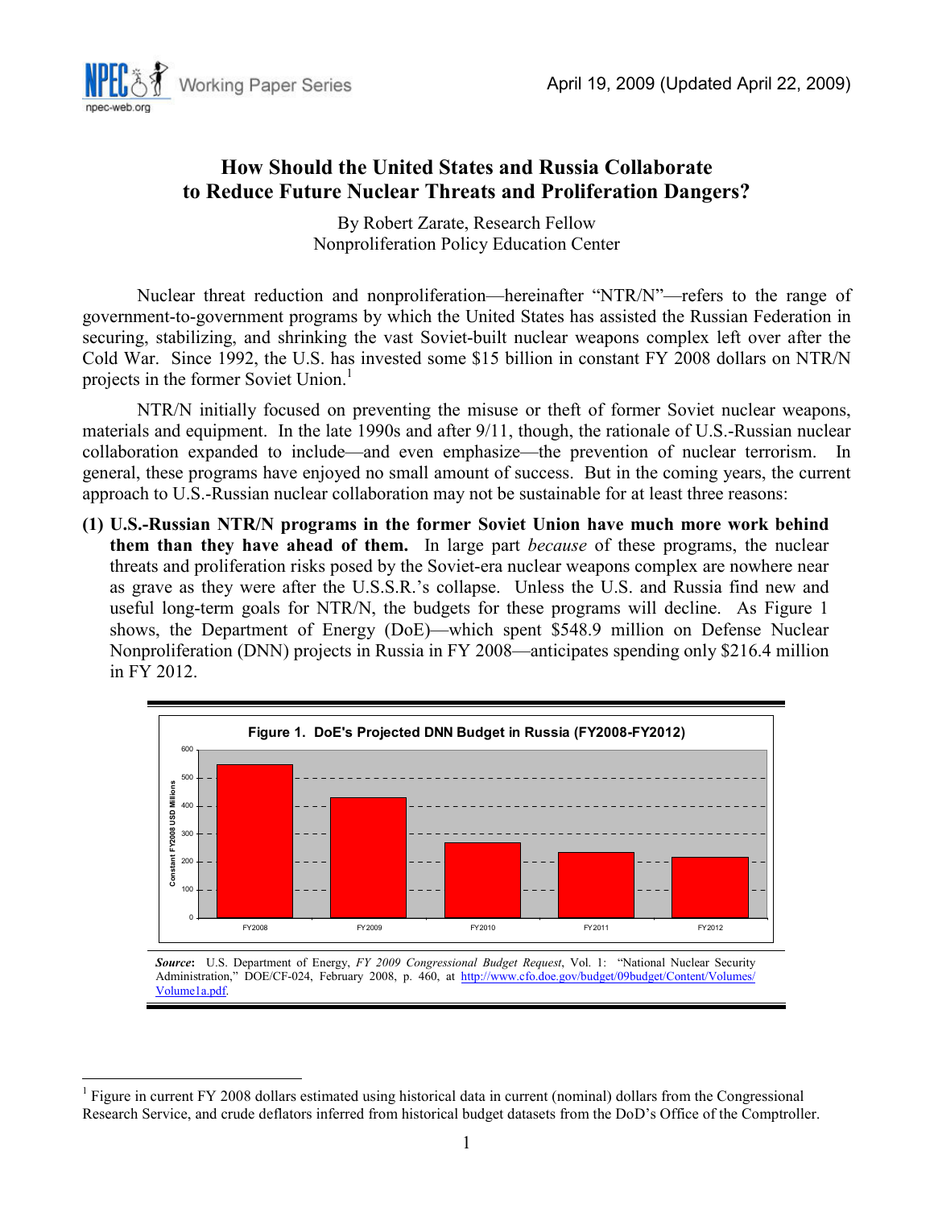April 19, 2009 (Updated April 22, 2009)

# How Should the United States and Russia Collaborate to Reduce Future Nuclear Threats and Proliferation Dangers?

By Robert Zarate, Research Fellow
Nonproliferation Policy Education Center

Nuclear threat reduction and nonproliferation—hereinafter "NTR/N"—refers to the range of government-to-government programs by which the United States has assisted the Russian Federation in securing, stabilizing, and shrinking the vast Soviet-built nuclear weapons complex left over after the Cold War. Since 1992, the U.S. has invested some $15 billion in constant FY 2008 dollars on NTR/N projects in the former Soviet Union.[1]

NTR/N initially focused on preventing the misuse or theft of former Soviet nuclear weapons, materials and equipment. In the late 1990s and after 9/11, though, the rationale of U.S.-Russian nuclear collaboration expanded to include—and even emphasize—the prevention of nuclear terrorism. In general, these programs have enjoyed no small amount of success. But in the coming years, the current approach to U.S.-Russian nuclear collaboration may not be sustainable for at least three reasons:

**(1) U.S.-Russian NTR/N programs in the former Soviet Union have much more work behind them than they have ahead of them.** In large part *because* of these programs, the nuclear threats and proliferation risks posed by the Soviet-era nuclear weapons complex are nowhere near as grave as they were after the U.S.S.R.'s collapse. Unless the U.S. and Russia find new and useful long-term goals for NTR/N, the budgets for these programs will decline. As Figure 1 shows, the Department of Energy (DoE)—which spent $548.9 million on Defense Nuclear Nonproliferation (DNN) projects in Russia in FY 2008—anticipates spending only $216.4 million in FY 2012.

**Figure 1. DoE's Projected DNN Budget in Russia (FY2008-FY2012)**

| Fiscal Year | Constant FY2008 USD Millions |
|---|---|
| FY2008 | 548.9 |
| FY2009 | ~430 |
| FY2010 | ~270 |
| FY2011 | ~235 |
| FY2012 | 216.4 |

***Source*:** U.S. Department of Energy, *FY 2009 Congressional Budget Request*, Vol. 1: "National Nuclear Security Administration," DOE/CF-024, February 2008, p. 460, at http://www.cfo.doe.gov/budget/09budget/Content/Volumes/Volume1a.pdf.

[1] Figure in current FY 2008 dollars estimated using historical data in current (nominal) dollars from the Congressional Research Service, and crude deflators inferred from historical budget datasets from the DoD's Office of the Comptroller.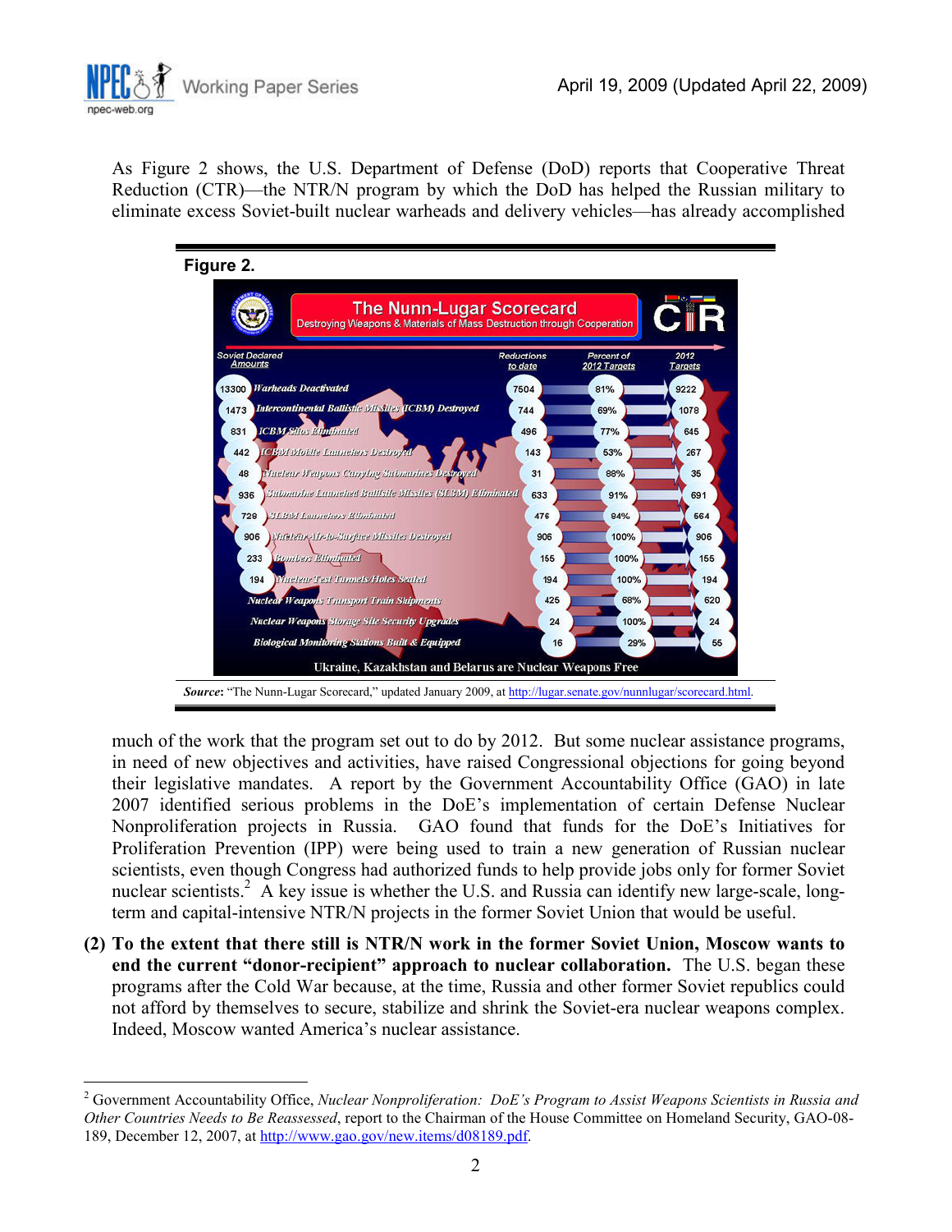As Figure 2 shows, the U.S. Department of Defense (DoD) reports that Cooperative Threat Reduction (CTR)—the NTR/N program by which the DoD has helped the Russian military to eliminate excess Soviet-built nuclear warheads and delivery vehicles—has already accomplished

**Figure 2.**

**The Nunn-Lugar Scorecard**
Destroying Weapons & Materials of Mass Destruction through Cooperation

| Soviet Declared Amounts | | Reductions to date | Percent of 2012 Targets | 2012 Targets |
|---|---|---|---|---|
| 13300 | Warheads Deactivated | 7504 | 81% | 9222 |
| 1473 | Intercontinental Ballistic Missiles (ICBM) Destroyed | 744 | 69% | 1078 |
| 831 | ICBM Silos Eliminated | 496 | 77% | 645 |
| 442 | ICBM Mobile Launchers Destroyed | 143 | 53% | 267 |
| 48 | Nuclear Weapons Carrying Submarines Destroyed | 31 | 88% | 35 |
| 936 | Submarine Launched Ballistic Missiles (SLBM) Eliminated | 633 | 91% | 691 |
| 728 | SLBM Launchers Eliminated | 476 | 84% | 564 |
| 906 | Nuclear Air-to-Surface Missiles Destroyed | 906 | 100% | 906 |
| 233 | Bombers Eliminated | 155 | 100% | 155 |
| 194 | Nuclear Test Tunnels/Holes Sealed | 194 | 100% | 194 |
| | Nuclear Weapons Transport Train Shipments | 425 | 68% | 620 |
| | Nuclear Weapons Storage Site Security Upgrades | 24 | 100% | 24 |
| | Biological Monitoring Stations Built & Equipped | 16 | 29% | 55 |

Ukraine, Kazakhstan and Belarus are Nuclear Weapons Free

***Source***: "The Nunn-Lugar Scorecard," updated January 2009, at http://lugar.senate.gov/nunnlugar/scorecard.html.

much of the work that the program set out to do by 2012. But some nuclear assistance programs, in need of new objectives and activities, have raised Congressional objections for going beyond their legislative mandates. A report by the Government Accountability Office (GAO) in late 2007 identified serious problems in the DoE's implementation of certain Defense Nuclear Nonproliferation projects in Russia. GAO found that funds for the DoE's Initiatives for Proliferation Prevention (IPP) were being used to train a new generation of Russian nuclear scientists, even though Congress had authorized funds to help provide jobs only for former Soviet nuclear scientists.[2] A key issue is whether the U.S. and Russia can identify new large-scale, long-term and capital-intensive NTR/N projects in the former Soviet Union that would be useful.

**(2) To the extent that there still is NTR/N work in the former Soviet Union, Moscow wants to end the current "donor-recipient" approach to nuclear collaboration.** The U.S. began these programs after the Cold War because, at the time, Russia and other former Soviet republics could not afford by themselves to secure, stabilize and shrink the Soviet-era nuclear weapons complex. Indeed, Moscow wanted America's nuclear assistance.

[2] Government Accountability Office, *Nuclear Nonproliferation: DoE's Program to Assist Weapons Scientists in Russia and Other Countries Needs to Be Reassessed*, report to the Chairman of the House Committee on Homeland Security, GAO-08-189, December 12, 2007, at http://www.gao.gov/new.items/d08189.pdf.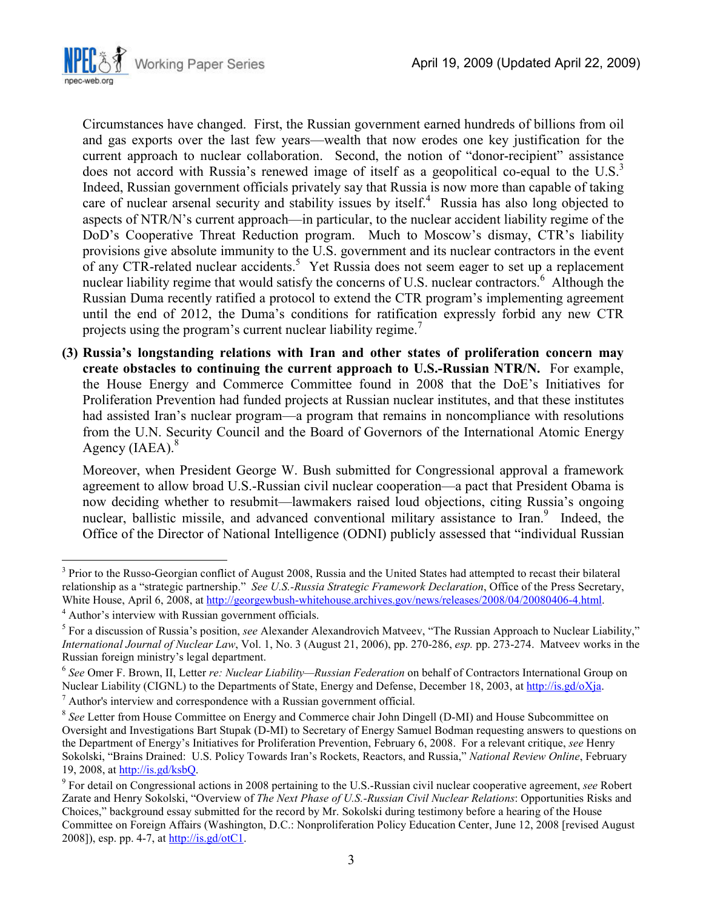Circumstances have changed. First, the Russian government earned hundreds of billions from oil and gas exports over the last few years—wealth that now erodes one key justification for the current approach to nuclear collaboration. Second, the notion of "donor-recipient" assistance does not accord with Russia's renewed image of itself as a geopolitical co-equal to the U.S.[3] Indeed, Russian government officials privately say that Russia is now more than capable of taking care of nuclear arsenal security and stability issues by itself.[4] Russia has also long objected to aspects of NTR/N's current approach—in particular, to the nuclear accident liability regime of the DoD's Cooperative Threat Reduction program. Much to Moscow's dismay, CTR's liability provisions give absolute immunity to the U.S. government and its nuclear contractors in the event of any CTR-related nuclear accidents.[5] Yet Russia does not seem eager to set up a replacement nuclear liability regime that would satisfy the concerns of U.S. nuclear contractors.[6] Although the Russian Duma recently ratified a protocol to extend the CTR program's implementing agreement until the end of 2012, the Duma's conditions for ratification expressly forbid any new CTR projects using the program's current nuclear liability regime.[7]

**(3) Russia's longstanding relations with Iran and other states of proliferation concern may create obstacles to continuing the current approach to U.S.-Russian NTR/N.** For example, the House Energy and Commerce Committee found in 2008 that the DoE's Initiatives for Proliferation Prevention had funded projects at Russian nuclear institutes, and that these institutes had assisted Iran's nuclear program—a program that remains in noncompliance with resolutions from the U.N. Security Council and the Board of Governors of the International Atomic Energy Agency (IAEA).[8]

Moreover, when President George W. Bush submitted for Congressional approval a framework agreement to allow broad U.S.-Russian civil nuclear cooperation—a pact that President Obama is now deciding whether to resubmit—lawmakers raised loud objections, citing Russia's ongoing nuclear, ballistic missile, and advanced conventional military assistance to Iran.[9] Indeed, the Office of the Director of National Intelligence (ODNI) publicly assessed that "individual Russian

---

[3] Prior to the Russo-Georgian conflict of August 2008, Russia and the United States had attempted to recast their bilateral relationship as a "strategic partnership." *See U.S.-Russia Strategic Framework Declaration*, Office of the Press Secretary, White House, April 6, 2008, at http://georgewbush-whitehouse.archives.gov/news/releases/2008/04/20080406-4.html.

[4] Author's interview with Russian government officials.

[5] For a discussion of Russia's position, *see* Alexander Alexandrovich Matveev, "The Russian Approach to Nuclear Liability," *International Journal of Nuclear Law*, Vol. 1, No. 3 (August 21, 2006), pp. 270-286, *esp.* pp. 273-274. Matveev works in the Russian foreign ministry's legal department.

[6] *See* Omer F. Brown, II, Letter *re: Nuclear Liability—Russian Federation* on behalf of Contractors International Group on Nuclear Liability (CIGNL) to the Departments of State, Energy and Defense, December 18, 2003, at http://is.gd/oXja.

[7] Author's interview and correspondence with a Russian government official.

[8] *See* Letter from House Committee on Energy and Commerce chair John Dingell (D-MI) and House Subcommittee on Oversight and Investigations Bart Stupak (D-MI) to Secretary of Energy Samuel Bodman requesting answers to questions on the Department of Energy's Initiatives for Proliferation Prevention, February 6, 2008. For a relevant critique, *see* Henry Sokolski, "Brains Drained: U.S. Policy Towards Iran's Rockets, Reactors, and Russia," *National Review Online*, February 19, 2008, at http://is.gd/ksbQ.

[9] For detail on Congressional actions in 2008 pertaining to the U.S.-Russian civil nuclear cooperative agreement, *see* Robert Zarate and Henry Sokolski, "Overview of *The Next Phase of U.S.-Russian Civil Nuclear Relations*: Opportunities Risks and Choices," background essay submitted for the record by Mr. Sokolski during testimony before a hearing of the House Committee on Foreign Affairs (Washington, D.C.: Nonproliferation Policy Education Center, June 12, 2008 [revised August 2008]), esp. pp. 4-7, at http://is.gd/otC1.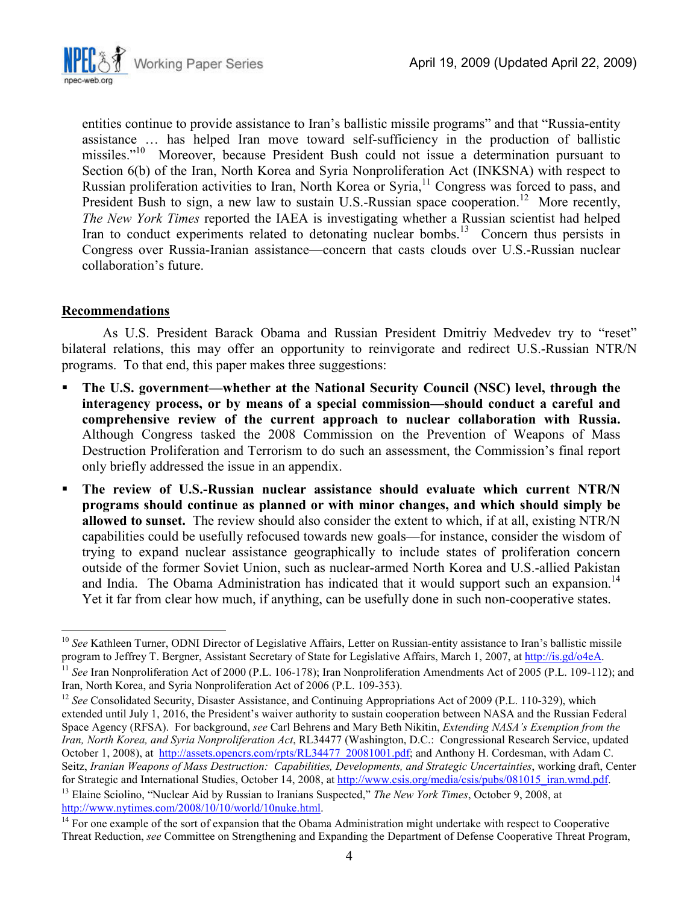entities continue to provide assistance to Iran's ballistic missile programs" and that "Russia-entity assistance … has helped Iran move toward self-sufficiency in the production of ballistic missiles."[10] Moreover, because President Bush could not issue a determination pursuant to Section 6(b) of the Iran, North Korea and Syria Nonproliferation Act (INKSNA) with respect to Russian proliferation activities to Iran, North Korea or Syria,[11] Congress was forced to pass, and President Bush to sign, a new law to sustain U.S.-Russian space cooperation.[12] More recently, *The New York Times* reported the IAEA is investigating whether a Russian scientist had helped Iran to conduct experiments related to detonating nuclear bombs.[13] Concern thus persists in Congress over Russia-Iranian assistance—concern that casts clouds over U.S.-Russian nuclear collaboration's future.

## Recommendations

As U.S. President Barack Obama and Russian President Dmitriy Medvedev try to "reset" bilateral relations, this may offer an opportunity to reinvigorate and redirect U.S.-Russian NTR/N programs. To that end, this paper makes three suggestions:

- **The U.S. government—whether at the National Security Council (NSC) level, through the interagency process, or by means of a special commission—should conduct a careful and comprehensive review of the current approach to nuclear collaboration with Russia.** Although Congress tasked the 2008 Commission on the Prevention of Weapons of Mass Destruction Proliferation and Terrorism to do such an assessment, the Commission's final report only briefly addressed the issue in an appendix.
- **The review of U.S.-Russian nuclear assistance should evaluate which current NTR/N programs should continue as planned or with minor changes, and which should simply be allowed to sunset.** The review should also consider the extent to which, if at all, existing NTR/N capabilities could be usefully refocused towards new goals—for instance, consider the wisdom of trying to expand nuclear assistance geographically to include states of proliferation concern outside of the former Soviet Union, such as nuclear-armed North Korea and U.S.-allied Pakistan and India. The Obama Administration has indicated that it would support such an expansion.[14] Yet it far from clear how much, if anything, can be usefully done in such non-cooperative states.

---

[10] *See* Kathleen Turner, ODNI Director of Legislative Affairs, Letter on Russian-entity assistance to Iran's ballistic missile program to Jeffrey T. Bergner, Assistant Secretary of State for Legislative Affairs, March 1, 2007, at http://is.gd/o4eA.

[11] *See* Iran Nonproliferation Act of 2000 (P.L. 106-178); Iran Nonproliferation Amendments Act of 2005 (P.L. 109-112); and Iran, North Korea, and Syria Nonproliferation Act of 2006 (P.L. 109-353).

[12] *See* Consolidated Security, Disaster Assistance, and Continuing Appropriations Act of 2009 (P.L. 110-329), which extended until July 1, 2016, the President's waiver authority to sustain cooperation between NASA and the Russian Federal Space Agency (RFSA). For background, *see* Carl Behrens and Mary Beth Nikitin, *Extending NASA's Exemption from the Iran, North Korea, and Syria Nonproliferation Act*, RL34477 (Washington, D.C.: Congressional Research Service, updated October 1, 2008), at http://assets.opencrs.com/rpts/RL34477_20081001.pdf; and Anthony H. Cordesman, with Adam C. Seitz, *Iranian Weapons of Mass Destruction: Capabilities, Developments, and Strategic Uncertainties*, working draft, Center for Strategic and International Studies, October 14, 2008, at http://www.csis.org/media/csis/pubs/081015_iran.wmd.pdf.

[13] Elaine Sciolino, "Nuclear Aid by Russian to Iranians Suspected," *The New York Times*, October 9, 2008, at http://www.nytimes.com/2008/10/10/world/10nuke.html.

[14] For one example of the sort of expansion that the Obama Administration might undertake with respect to Cooperative Threat Reduction, *see* Committee on Strengthening and Expanding the Department of Defense Cooperative Threat Program,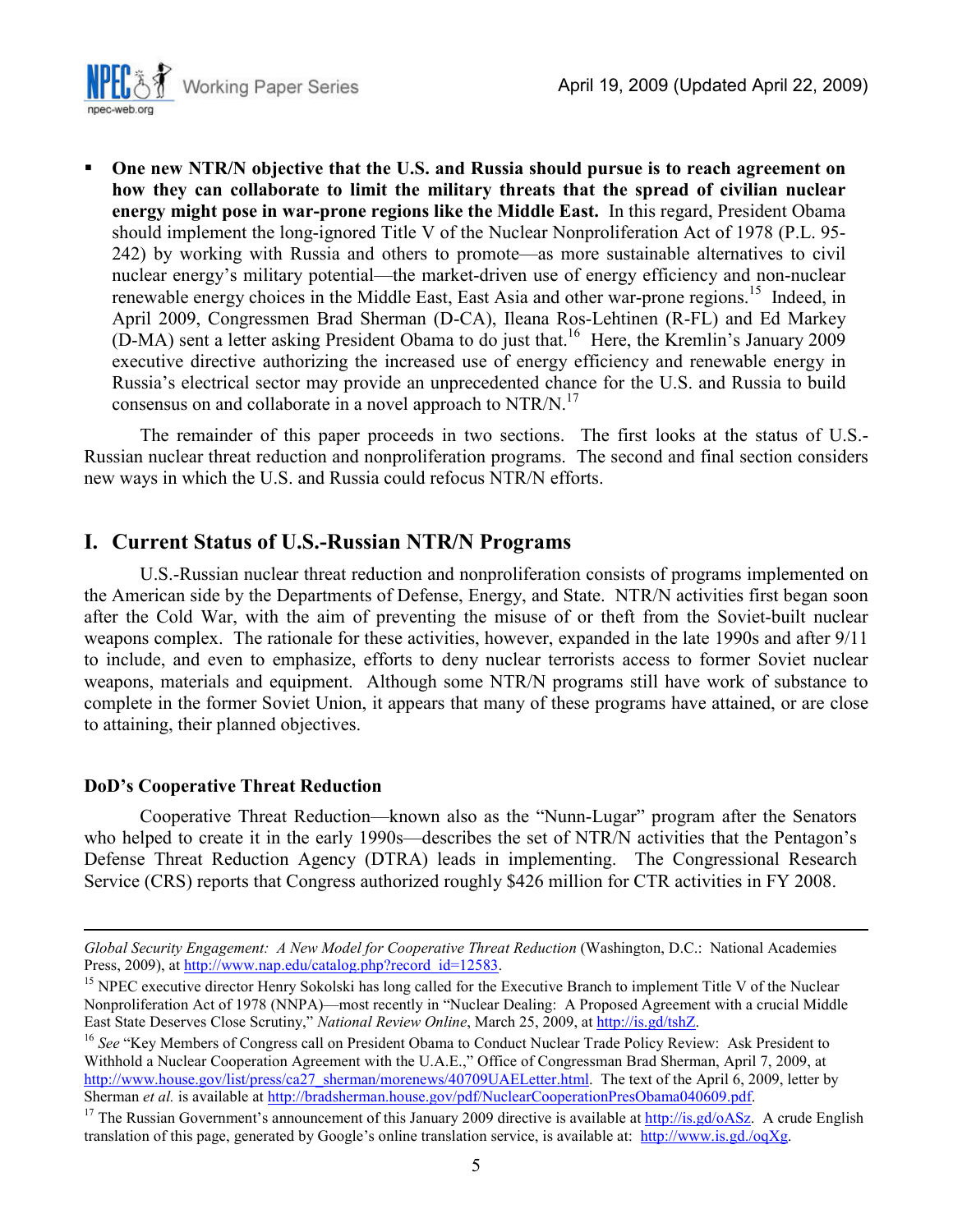- **One new NTR/N objective that the U.S. and Russia should pursue is to reach agreement on how they can collaborate to limit the military threats that the spread of civilian nuclear energy might pose in war-prone regions like the Middle East.** In this regard, President Obama should implement the long-ignored Title V of the Nuclear Nonproliferation Act of 1978 (P.L. 95-242) by working with Russia and others to promote—as more sustainable alternatives to civil nuclear energy's military potential—the market-driven use of energy efficiency and non-nuclear renewable energy choices in the Middle East, East Asia and other war-prone regions.[15] Indeed, in April 2009, Congressmen Brad Sherman (D-CA), Ileana Ros-Lehtinen (R-FL) and Ed Markey (D-MA) sent a letter asking President Obama to do just that.[16] Here, the Kremlin's January 2009 executive directive authorizing the increased use of energy efficiency and renewable energy in Russia's electrical sector may provide an unprecedented chance for the U.S. and Russia to build consensus on and collaborate in a novel approach to NTR/N.[17]

The remainder of this paper proceeds in two sections. The first looks at the status of U.S.-Russian nuclear threat reduction and nonproliferation programs. The second and final section considers new ways in which the U.S. and Russia could refocus NTR/N efforts.

## I. Current Status of U.S.-Russian NTR/N Programs

U.S.-Russian nuclear threat reduction and nonproliferation consists of programs implemented on the American side by the Departments of Defense, Energy, and State. NTR/N activities first began soon after the Cold War, with the aim of preventing the misuse of or theft from the Soviet-built nuclear weapons complex. The rationale for these activities, however, expanded in the late 1990s and after 9/11 to include, and even to emphasize, efforts to deny nuclear terrorists access to former Soviet nuclear weapons, materials and equipment. Although some NTR/N programs still have work of substance to complete in the former Soviet Union, it appears that many of these programs have attained, or are close to attaining, their planned objectives.

### DoD's Cooperative Threat Reduction

Cooperative Threat Reduction—known also as the "Nunn-Lugar" program after the Senators who helped to create it in the early 1990s—describes the set of NTR/N activities that the Pentagon's Defense Threat Reduction Agency (DTRA) leads in implementing. The Congressional Research Service (CRS) reports that Congress authorized roughly $426 million for CTR activities in FY 2008.

---

*Global Security Engagement: A New Model for Cooperative Threat Reduction* (Washington, D.C.: National Academies Press, 2009), at http://www.nap.edu/catalog.php?record_id=12583.

[15] NPEC executive director Henry Sokolski has long called for the Executive Branch to implement Title V of the Nuclear Nonproliferation Act of 1978 (NNPA)—most recently in "Nuclear Dealing: A Proposed Agreement with a crucial Middle East State Deserves Close Scrutiny," *National Review Online*, March 25, 2009, at http://is.gd/tshZ.

[16] *See* "Key Members of Congress call on President Obama to Conduct Nuclear Trade Policy Review: Ask President to Withhold a Nuclear Cooperation Agreement with the U.A.E.," Office of Congressman Brad Sherman, April 7, 2009, at http://www.house.gov/list/press/ca27_sherman/morenews/40709UAELetter.html. The text of the April 6, 2009, letter by Sherman *et al.* is available at http://bradsherman.house.gov/pdf/NuclearCooperationPresObama040609.pdf.

[17] The Russian Government's announcement of this January 2009 directive is available at http://is.gd/oASz. A crude English translation of this page, generated by Google's online translation service, is available at: http://www.is.gd./oqXg.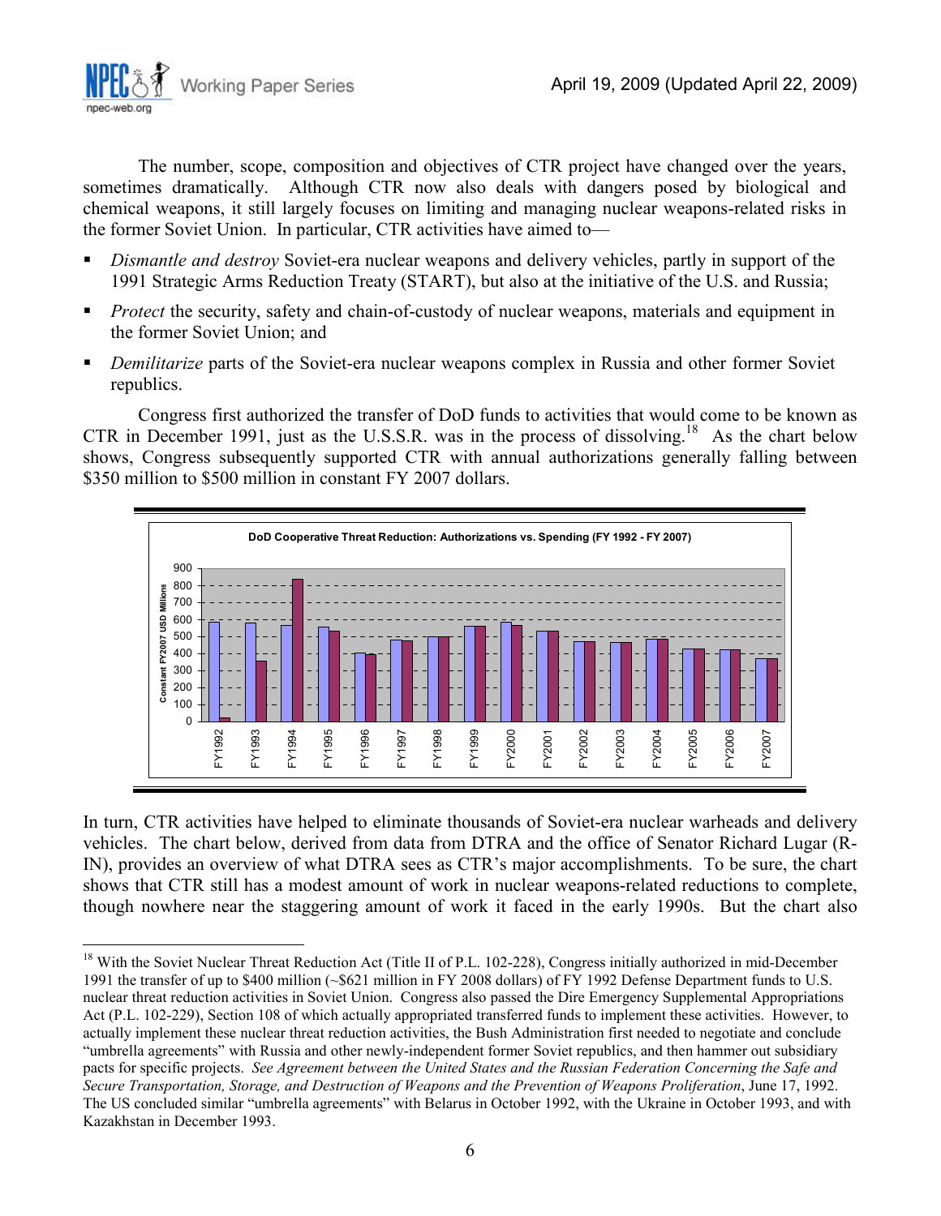The number, scope, composition and objectives of CTR project have changed over the years, sometimes dramatically. Although CTR now also deals with dangers posed by biological and chemical weapons, it still largely focuses on limiting and managing nuclear weapons-related risks in the former Soviet Union. In particular, CTR activities have aimed to—

- *Dismantle and destroy* Soviet-era nuclear weapons and delivery vehicles, partly in support of the 1991 Strategic Arms Reduction Treaty (START), but also at the initiative of the U.S. and Russia;
- *Protect* the security, safety and chain-of-custody of nuclear weapons, materials and equipment in the former Soviet Union; and
- *Demilitarize* parts of the Soviet-era nuclear weapons complex in Russia and other former Soviet republics.

Congress first authorized the transfer of DoD funds to activities that would come to be known as CTR in December 1991, just as the U.S.S.R. was in the process of dissolving.[18] As the chart below shows, Congress subsequently supported CTR with annual authorizations generally falling between \$350 million to \$500 million in constant FY 2007 dollars.

**DoD Cooperative Threat Reduction: Authorizations vs. Spending (FY 1992 - FY 2007)**

Constant FY2007 USD Millions

FY1992, FY1993, FY1994, FY1995, FY1996, FY1997, FY1998, FY1999, FY2000, FY2001, FY2002, FY2003, FY2004, FY2005, FY2006, FY2007

In turn, CTR activities have helped to eliminate thousands of Soviet-era nuclear warheads and delivery vehicles. The chart below, derived from data from DTRA and the office of Senator Richard Lugar (R-IN), provides an overview of what DTRA sees as CTR's major accomplishments. To be sure, the chart shows that CTR still has a modest amount of work in nuclear weapons-related reductions to complete, though nowhere near the staggering amount of work it faced in the early 1990s. But the chart also

---

[18] With the Soviet Nuclear Threat Reduction Act (Title II of P.L. 102-228), Congress initially authorized in mid-December 1991 the transfer of up to \$400 million (~\$621 million in FY 2008 dollars) of FY 1992 Defense Department funds to U.S. nuclear threat reduction activities in Soviet Union. Congress also passed the Dire Emergency Supplemental Appropriations Act (P.L. 102-229), Section 108 of which actually appropriated transferred funds to implement these activities. However, to actually implement these nuclear threat reduction activities, the Bush Administration first needed to negotiate and conclude "umbrella agreements" with Russia and other newly-independent former Soviet republics, and then hammer out subsidiary pacts for specific projects. *See Agreement between the United States and the Russian Federation Concerning the Safe and Secure Transportation, Storage, and Destruction of Weapons and the Prevention of Weapons Proliferation*, June 17, 1992. The US concluded similar "umbrella agreements" with Belarus in October 1992, with the Ukraine in October 1993, and with Kazakhstan in December 1993.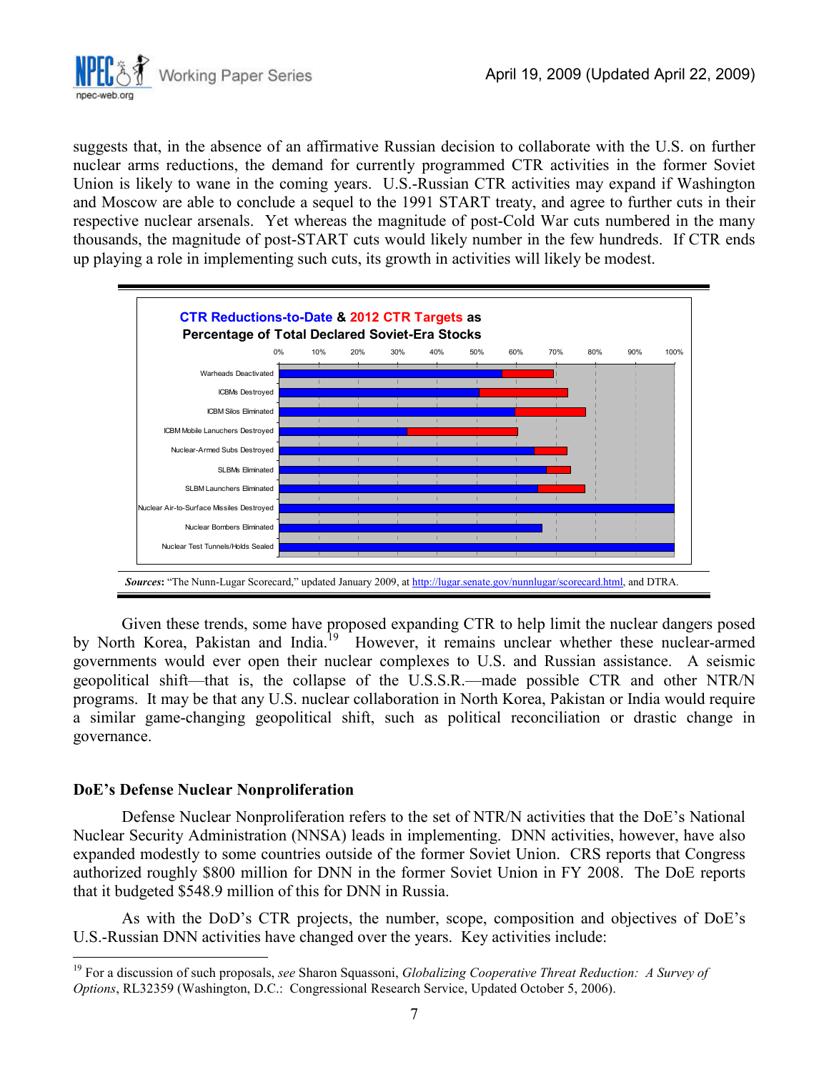suggests that, in the absence of an affirmative Russian decision to collaborate with the U.S. on further nuclear arms reductions, the demand for currently programmed CTR activities in the former Soviet Union is likely to wane in the coming years. U.S.-Russian CTR activities may expand if Washington and Moscow are able to conclude a sequel to the 1991 START treaty, and agree to further cuts in their respective nuclear arsenals. Yet whereas the magnitude of post-Cold War cuts numbered in the many thousands, the magnitude of post-START cuts would likely number in the few hundreds. If CTR ends up playing a role in implementing such cuts, its growth in activities will likely be modest.

**CTR Reductions-to-Date & 2012 CTR Targets as Percentage of Total Declared Soviet-Era Stocks**

- Warheads Deactivated
- ICBMs Destroyed
- ICBM Silos Eliminated
- ICBM Mobile Lanuchers Destroyed
- Nuclear-Armed Subs Destroyed
- SLBMs Eliminated
- SLBM Launchers Eliminated
- Nuclear Air-to-Surface Missiles Destroyed
- Nuclear Bombers Eliminated
- Nuclear Test Tunnels/Holds Sealed

***Sources***: "The Nunn-Lugar Scorecard," updated January 2009, at http://lugar.senate.gov/nunnlugar/scorecard.html, and DTRA.

Given these trends, some have proposed expanding CTR to help limit the nuclear dangers posed by North Korea, Pakistan and India.[19] However, it remains unclear whether these nuclear-armed governments would ever open their nuclear complexes to U.S. and Russian assistance. A seismic geopolitical shift—that is, the collapse of the U.S.S.R.—made possible CTR and other NTR/N programs. It may be that any U.S. nuclear collaboration in North Korea, Pakistan or India would require a similar game-changing geopolitical shift, such as political reconciliation or drastic change in governance.

### DoE's Defense Nuclear Nonproliferation

Defense Nuclear Nonproliferation refers to the set of NTR/N activities that the DoE's National Nuclear Security Administration (NNSA) leads in implementing. DNN activities, however, have also expanded modestly to some countries outside of the former Soviet Union. CRS reports that Congress authorized roughly $800 million for DNN in the former Soviet Union in FY 2008. The DoE reports that it budgeted $548.9 million of this for DNN in Russia.

As with the DoD's CTR projects, the number, scope, composition and objectives of DoE's U.S.-Russian DNN activities have changed over the years. Key activities include:

[19] For a discussion of such proposals, *see* Sharon Squassoni, *Globalizing Cooperative Threat Reduction: A Survey of Options*, RL32359 (Washington, D.C.: Congressional Research Service, Updated October 5, 2006).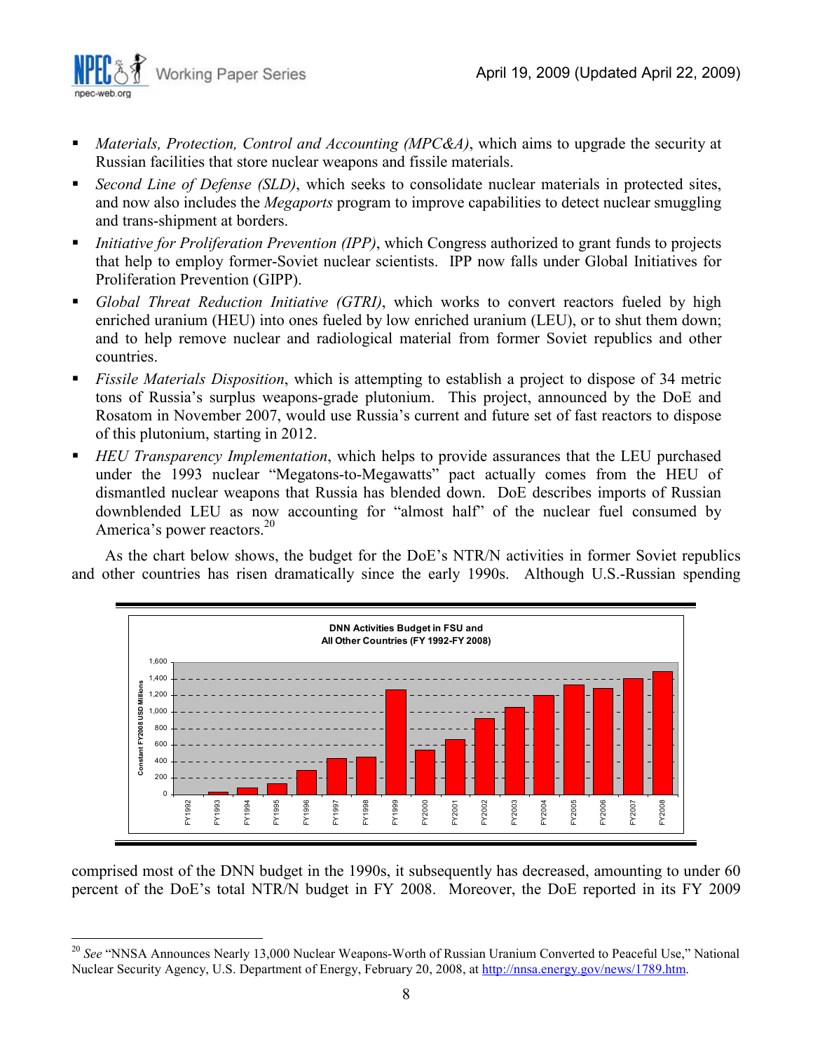- *Materials, Protection, Control and Accounting (MPC&A)*, which aims to upgrade the security at Russian facilities that store nuclear weapons and fissile materials.
- *Second Line of Defense (SLD)*, which seeks to consolidate nuclear materials in protected sites, and now also includes the *Megaports* program to improve capabilities to detect nuclear smuggling and trans-shipment at borders.
- *Initiative for Proliferation Prevention (IPP)*, which Congress authorized to grant funds to projects that help to employ former-Soviet nuclear scientists. IPP now falls under Global Initiatives for Proliferation Prevention (GIPP).
- *Global Threat Reduction Initiative (GTRI)*, which works to convert reactors fueled by high enriched uranium (HEU) into ones fueled by low enriched uranium (LEU), or to shut them down; and to help remove nuclear and radiological material from former Soviet republics and other countries.
- *Fissile Materials Disposition*, which is attempting to establish a project to dispose of 34 metric tons of Russia's surplus weapons-grade plutonium. This project, announced by the DoE and Rosatom in November 2007, would use Russia's current and future set of fast reactors to dispose of this plutonium, starting in 2012.
- *HEU Transparency Implementation*, which helps to provide assurances that the LEU purchased under the 1993 nuclear "Megatons-to-Megawatts" pact actually comes from the HEU of dismantled nuclear weapons that Russia has blended down. DoE describes imports of Russian downblended LEU as now accounting for "almost half" of the nuclear fuel consumed by America's power reactors.[20]

As the chart below shows, the budget for the DoE's NTR/N activities in former Soviet republics and other countries has risen dramatically since the early 1990s. Although U.S.-Russian spending

**DNN Activities Budget in FSU and All Other Countries (FY 1992-FY 2008)**

(Constant FY2008 USD Millions; bar chart covering FY1992 through FY2008)

comprised most of the DNN budget in the 1990s, it subsequently has decreased, amounting to under 60 percent of the DoE's total NTR/N budget in FY 2008. Moreover, the DoE reported in its FY 2009

[20] *See* "NNSA Announces Nearly 13,000 Nuclear Weapons-Worth of Russian Uranium Converted to Peaceful Use," National Nuclear Security Agency, U.S. Department of Energy, February 20, 2008, at http://nnsa.energy.gov/news/1789.htm.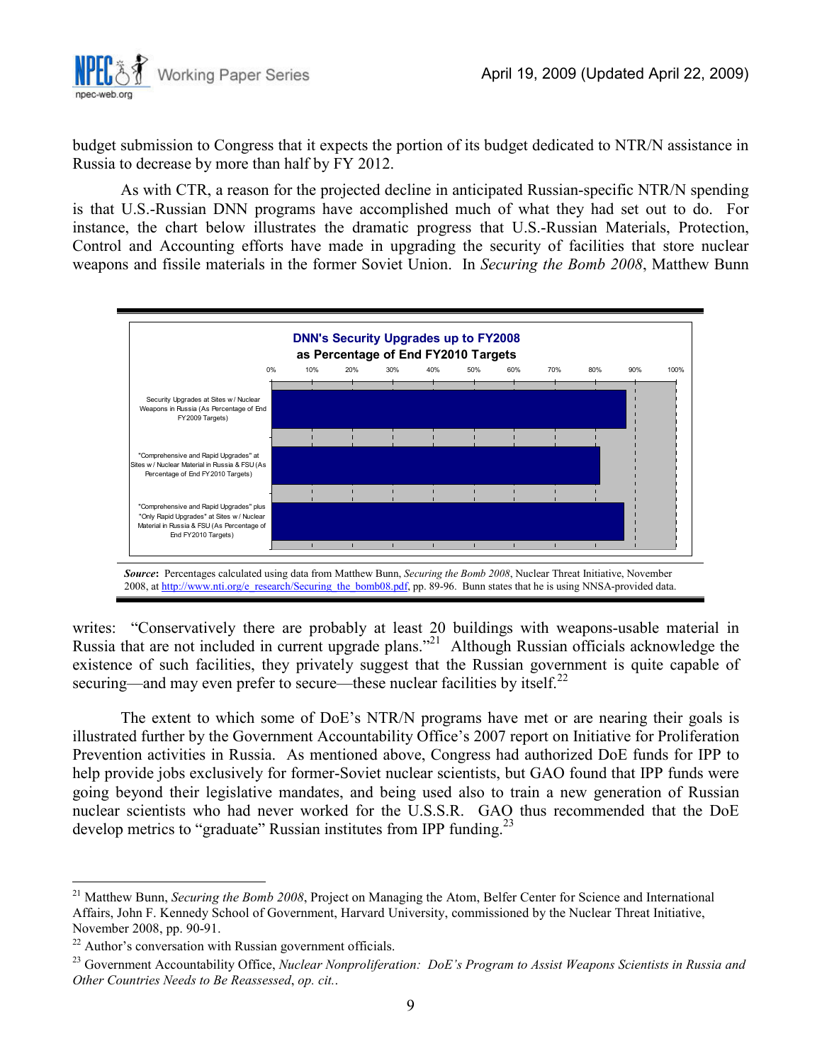budget submission to Congress that it expects the portion of its budget dedicated to NTR/N assistance in Russia to decrease by more than half by FY 2012.

As with CTR, a reason for the projected decline in anticipated Russian-specific NTR/N spending is that U.S.-Russian DNN programs have accomplished much of what they had set out to do. For instance, the chart below illustrates the dramatic progress that U.S.-Russian Materials, Protection, Control and Accounting efforts have made in upgrading the security of facilities that store nuclear weapons and fissile materials in the former Soviet Union. In *Securing the Bomb 2008*, Matthew Bunn writes: "Conservatively there are probably at least 20 buildings with weapons-usable material in Russia that are not included in current upgrade plans."[21] Although Russian officials acknowledge the existence of such facilities, they privately suggest that the Russian government is quite capable of securing—and may even prefer to secure—these nuclear facilities by itself.[22]

**DNN's Security Upgrades up to FY2008 as Percentage of End FY2010 Targets**

| Category | Approximate percentage |
|---|---|
| Security Upgrades at Sites w / Nuclear Weapons in Russia (As Percentage of End FY2009 Targets) | ~88% |
| "Comprehensive and Rapid Upgrades" at Sites w / Nuclear Material in Russia & FSU (As Percentage of End FY2010 Targets) | ~81% |
| "Comprehensive and Rapid Upgrades" plus "Only Rapid Upgrades" at Sites w / Nuclear Material in Russia & FSU (As Percentage of End FY2010 Targets) | ~87% |

***Source*:** Percentages calculated using data from Matthew Bunn, *Securing the Bomb 2008*, Nuclear Threat Initiative, November 2008, at http://www.nti.org/e_research/Securing_the_bomb08.pdf, pp. 89-96. Bunn states that he is using NNSA-provided data.

The extent to which some of DoE's NTR/N programs have met or are nearing their goals is illustrated further by the Government Accountability Office's 2007 report on Initiative for Proliferation Prevention activities in Russia. As mentioned above, Congress had authorized DoE funds for IPP to help provide jobs exclusively for former-Soviet nuclear scientists, but GAO found that IPP funds were going beyond their legislative mandates, and being used also to train a new generation of Russian nuclear scientists who had never worked for the U.S.S.R. GAO thus recommended that the DoE develop metrics to "graduate" Russian institutes from IPP funding.[23]

---

[21] Matthew Bunn, *Securing the Bomb 2008*, Project on Managing the Atom, Belfer Center for Science and International Affairs, John F. Kennedy School of Government, Harvard University, commissioned by the Nuclear Threat Initiative, November 2008, pp. 90-91.

[22] Author's conversation with Russian government officials.

[23] Government Accountability Office, *Nuclear Nonproliferation: DoE's Program to Assist Weapons Scientists in Russia and Other Countries Needs to Be Reassessed*, *op. cit.*.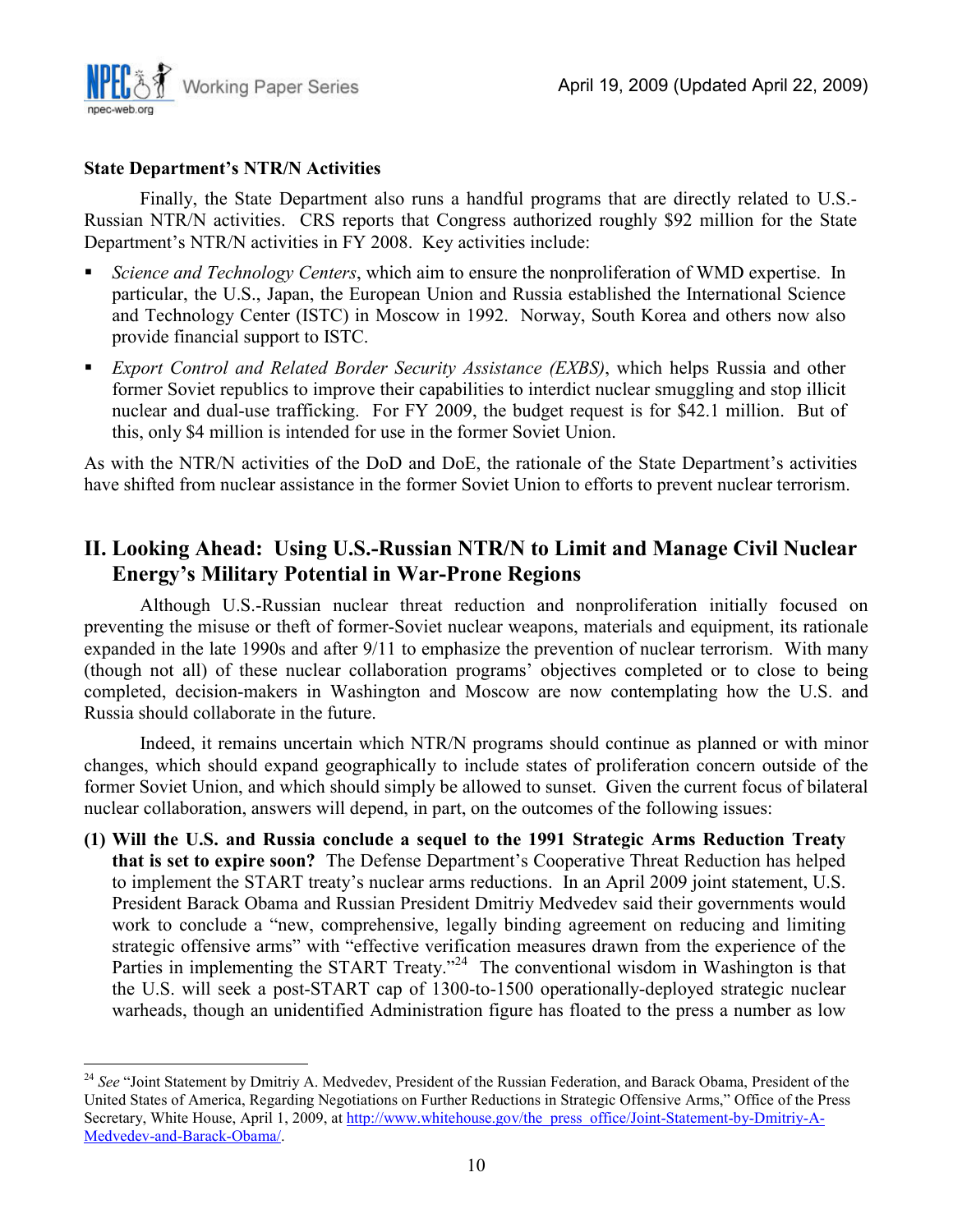**State Department's NTR/N Activities**

Finally, the State Department also runs a handful programs that are directly related to U.S.-Russian NTR/N activities. CRS reports that Congress authorized roughly $92 million for the State Department's NTR/N activities in FY 2008. Key activities include:

- *Science and Technology Centers*, which aim to ensure the nonproliferation of WMD expertise. In particular, the U.S., Japan, the European Union and Russia established the International Science and Technology Center (ISTC) in Moscow in 1992. Norway, South Korea and others now also provide financial support to ISTC.
- *Export Control and Related Border Security Assistance (EXBS)*, which helps Russia and other former Soviet republics to improve their capabilities to interdict nuclear smuggling and stop illicit nuclear and dual-use trafficking. For FY 2009, the budget request is for $42.1 million. But of this, only $4 million is intended for use in the former Soviet Union.

As with the NTR/N activities of the DoD and DoE, the rationale of the State Department's activities have shifted from nuclear assistance in the former Soviet Union to efforts to prevent nuclear terrorism.

## II. Looking Ahead: Using U.S.-Russian NTR/N to Limit and Manage Civil Nuclear Energy's Military Potential in War-Prone Regions

Although U.S.-Russian nuclear threat reduction and nonproliferation initially focused on preventing the misuse or theft of former-Soviet nuclear weapons, materials and equipment, its rationale expanded in the late 1990s and after 9/11 to emphasize the prevention of nuclear terrorism. With many (though not all) of these nuclear collaboration programs' objectives completed or to close to being completed, decision-makers in Washington and Moscow are now contemplating how the U.S. and Russia should collaborate in the future.

Indeed, it remains uncertain which NTR/N programs should continue as planned or with minor changes, which should expand geographically to include states of proliferation concern outside of the former Soviet Union, and which should simply be allowed to sunset. Given the current focus of bilateral nuclear collaboration, answers will depend, in part, on the outcomes of the following issues:

**(1) Will the U.S. and Russia conclude a sequel to the 1991 Strategic Arms Reduction Treaty that is set to expire soon?** The Defense Department's Cooperative Threat Reduction has helped to implement the START treaty's nuclear arms reductions. In an April 2009 joint statement, U.S. President Barack Obama and Russian President Dmitriy Medvedev said their governments would work to conclude a "new, comprehensive, legally binding agreement on reducing and limiting strategic offensive arms" with "effective verification measures drawn from the experience of the Parties in implementing the START Treaty."[24] The conventional wisdom in Washington is that the U.S. will seek a post-START cap of 1300-to-1500 operationally-deployed strategic nuclear warheads, though an unidentified Administration figure has floated to the press a number as low

---

[24] *See* "Joint Statement by Dmitriy A. Medvedev, President of the Russian Federation, and Barack Obama, President of the United States of America, Regarding Negotiations on Further Reductions in Strategic Offensive Arms," Office of the Press Secretary, White House, April 1, 2009, at http://www.whitehouse.gov/the_press_office/Joint-Statement-by-Dmitriy-A-Medvedev-and-Barack-Obama/.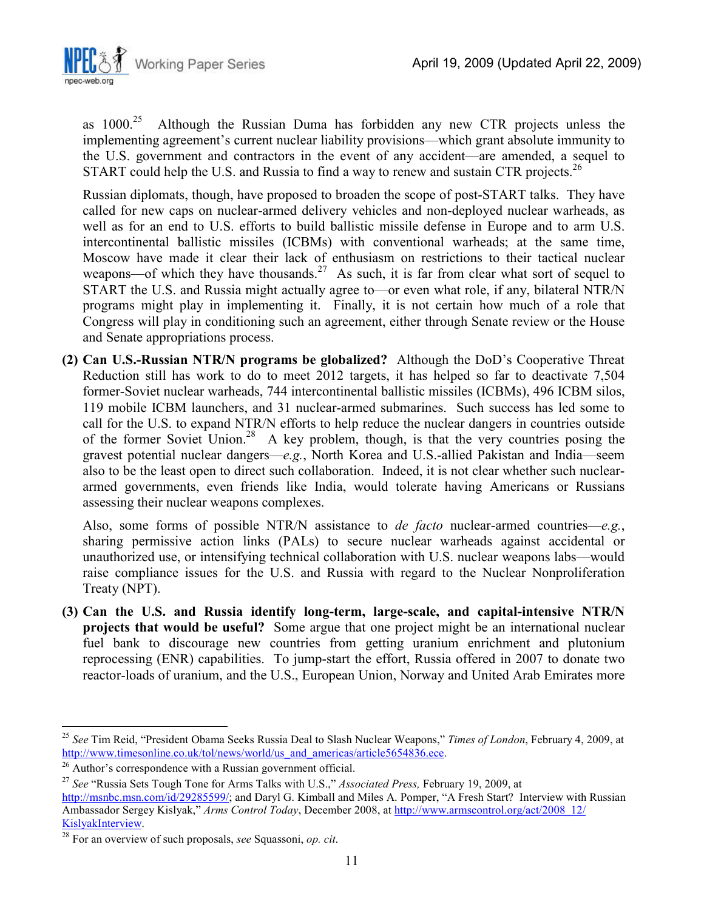as 1000.[25] Although the Russian Duma has forbidden any new CTR projects unless the implementing agreement's current nuclear liability provisions—which grant absolute immunity to the U.S. government and contractors in the event of any accident—are amended, a sequel to START could help the U.S. and Russia to find a way to renew and sustain CTR projects.[26]

Russian diplomats, though, have proposed to broaden the scope of post-START talks. They have called for new caps on nuclear-armed delivery vehicles and non-deployed nuclear warheads, as well as for an end to U.S. efforts to build ballistic missile defense in Europe and to arm U.S. intercontinental ballistic missiles (ICBMs) with conventional warheads; at the same time, Moscow have made it clear their lack of enthusiasm on restrictions to their tactical nuclear weapons—of which they have thousands.[27] As such, it is far from clear what sort of sequel to START the U.S. and Russia might actually agree to—or even what role, if any, bilateral NTR/N programs might play in implementing it. Finally, it is not certain how much of a role that Congress will play in conditioning such an agreement, either through Senate review or the House and Senate appropriations process.

**(2) Can U.S.-Russian NTR/N programs be globalized?** Although the DoD's Cooperative Threat Reduction still has work to do to meet 2012 targets, it has helped so far to deactivate 7,504 former-Soviet nuclear warheads, 744 intercontinental ballistic missiles (ICBMs), 496 ICBM silos, 119 mobile ICBM launchers, and 31 nuclear-armed submarines. Such success has led some to call for the U.S. to expand NTR/N efforts to help reduce the nuclear dangers in countries outside of the former Soviet Union.[28] A key problem, though, is that the very countries posing the gravest potential nuclear dangers—*e.g.*, North Korea and U.S.-allied Pakistan and India—seem also to be the least open to direct such collaboration. Indeed, it is not clear whether such nuclear-armed governments, even friends like India, would tolerate having Americans or Russians assessing their nuclear weapons complexes.

Also, some forms of possible NTR/N assistance to *de facto* nuclear-armed countries—*e.g.*, sharing permissive action links (PALs) to secure nuclear warheads against accidental or unauthorized use, or intensifying technical collaboration with U.S. nuclear weapons labs—would raise compliance issues for the U.S. and Russia with regard to the Nuclear Nonproliferation Treaty (NPT).

**(3) Can the U.S. and Russia identify long-term, large-scale, and capital-intensive NTR/N projects that would be useful?** Some argue that one project might be an international nuclear fuel bank to discourage new countries from getting uranium enrichment and plutonium reprocessing (ENR) capabilities. To jump-start the effort, Russia offered in 2007 to donate two reactor-loads of uranium, and the U.S., European Union, Norway and United Arab Emirates more

---

[25] *See* Tim Reid, "President Obama Seeks Russia Deal to Slash Nuclear Weapons," *Times of London*, February 4, 2009, at http://www.timesonline.co.uk/tol/news/world/us_and_americas/article5654836.ece.

[26] Author's correspondence with a Russian government official.

[27] *See* "Russia Sets Tough Tone for Arms Talks with U.S.," *Associated Press,* February 19, 2009, at http://msnbc.msn.com/id/29285599/; and Daryl G. Kimball and Miles A. Pomper, "A Fresh Start? Interview with Russian Ambassador Sergey Kislyak," *Arms Control Today*, December 2008, at http://www.armscontrol.org/act/2008_12/KislyakInterview.

[28] For an overview of such proposals, *see* Squassoni, *op. cit*.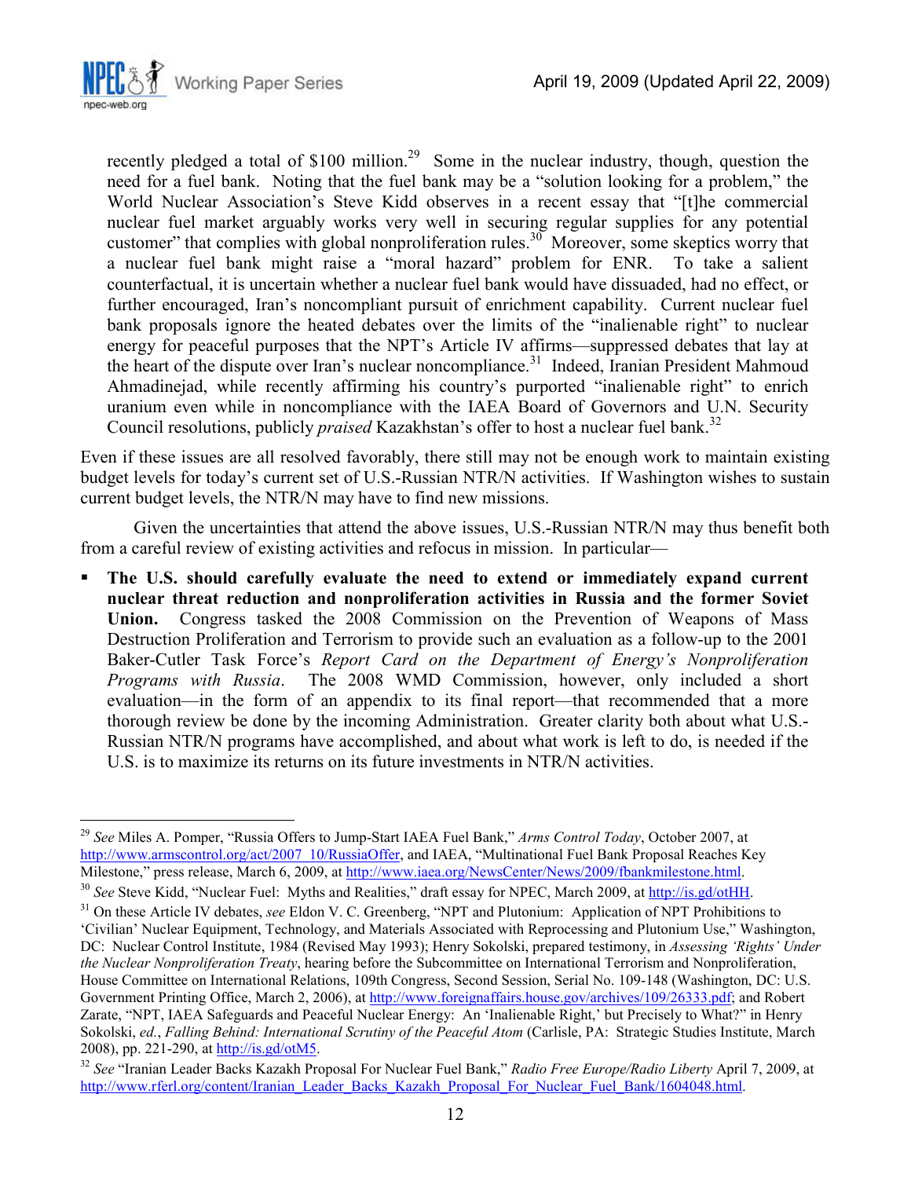recently pledged a total of $100 million.[29] Some in the nuclear industry, though, question the need for a fuel bank. Noting that the fuel bank may be a "solution looking for a problem," the World Nuclear Association's Steve Kidd observes in a recent essay that "[t]he commercial nuclear fuel market arguably works very well in securing regular supplies for any potential customer" that complies with global nonproliferation rules.[30] Moreover, some skeptics worry that a nuclear fuel bank might raise a "moral hazard" problem for ENR. To take a salient counterfactual, it is uncertain whether a nuclear fuel bank would have dissuaded, had no effect, or further encouraged, Iran's noncompliant pursuit of enrichment capability. Current nuclear fuel bank proposals ignore the heated debates over the limits of the "inalienable right" to nuclear energy for peaceful purposes that the NPT's Article IV affirms—suppressed debates that lay at the heart of the dispute over Iran's nuclear noncompliance.[31] Indeed, Iranian President Mahmoud Ahmadinejad, while recently affirming his country's purported "inalienable right" to enrich uranium even while in noncompliance with the IAEA Board of Governors and U.N. Security Council resolutions, publicly *praised* Kazakhstan's offer to host a nuclear fuel bank.[32]

Even if these issues are all resolved favorably, there still may not be enough work to maintain existing budget levels for today's current set of U.S.-Russian NTR/N activities. If Washington wishes to sustain current budget levels, the NTR/N may have to find new missions.

Given the uncertainties that attend the above issues, U.S.-Russian NTR/N may thus benefit both from a careful review of existing activities and refocus in mission. In particular—

- **The U.S. should carefully evaluate the need to extend or immediately expand current nuclear threat reduction and nonproliferation activities in Russia and the former Soviet Union.** Congress tasked the 2008 Commission on the Prevention of Weapons of Mass Destruction Proliferation and Terrorism to provide such an evaluation as a follow-up to the 2001 Baker-Cutler Task Force's *Report Card on the Department of Energy's Nonproliferation Programs with Russia*. The 2008 WMD Commission, however, only included a short evaluation—in the form of an appendix to its final report—that recommended that a more thorough review be done by the incoming Administration. Greater clarity both about what U.S.-Russian NTR/N programs have accomplished, and about what work is left to do, is needed if the U.S. is to maximize its returns on its future investments in NTR/N activities.

---

[29] *See* Miles A. Pomper, "Russia Offers to Jump-Start IAEA Fuel Bank," *Arms Control Today*, October 2007, at http://www.armscontrol.org/act/2007_10/RussiaOffer, and IAEA, "Multinational Fuel Bank Proposal Reaches Key Milestone," press release, March 6, 2009, at http://www.iaea.org/NewsCenter/News/2009/fbankmilestone.html.

[30] *See* Steve Kidd, "Nuclear Fuel: Myths and Realities," draft essay for NPEC, March 2009, at http://is.gd/otHH.

[31] On these Article IV debates, *see* Eldon V. C. Greenberg, "NPT and Plutonium: Application of NPT Prohibitions to 'Civilian' Nuclear Equipment, Technology, and Materials Associated with Reprocessing and Plutonium Use," Washington, DC: Nuclear Control Institute, 1984 (Revised May 1993); Henry Sokolski, prepared testimony, in *Assessing 'Rights' Under the Nuclear Nonproliferation Treaty*, hearing before the Subcommittee on International Terrorism and Nonproliferation, House Committee on International Relations, 109th Congress, Second Session, Serial No. 109-148 (Washington, DC: U.S. Government Printing Office, March 2, 2006), at http://www.foreignaffairs.house.gov/archives/109/26333.pdf; and Robert Zarate, "NPT, IAEA Safeguards and Peaceful Nuclear Energy: An 'Inalienable Right,' but Precisely to What?" in Henry Sokolski, *ed.*, *Falling Behind: International Scrutiny of the Peaceful Atom* (Carlisle, PA: Strategic Studies Institute, March 2008), pp. 221-290, at http://is.gd/otM5.

[32] *See* "Iranian Leader Backs Kazakh Proposal For Nuclear Fuel Bank," *Radio Free Europe/Radio Liberty* April 7, 2009, at http://www.rferl.org/content/Iranian_Leader_Backs_Kazakh_Proposal_For_Nuclear_Fuel_Bank/1604048.html.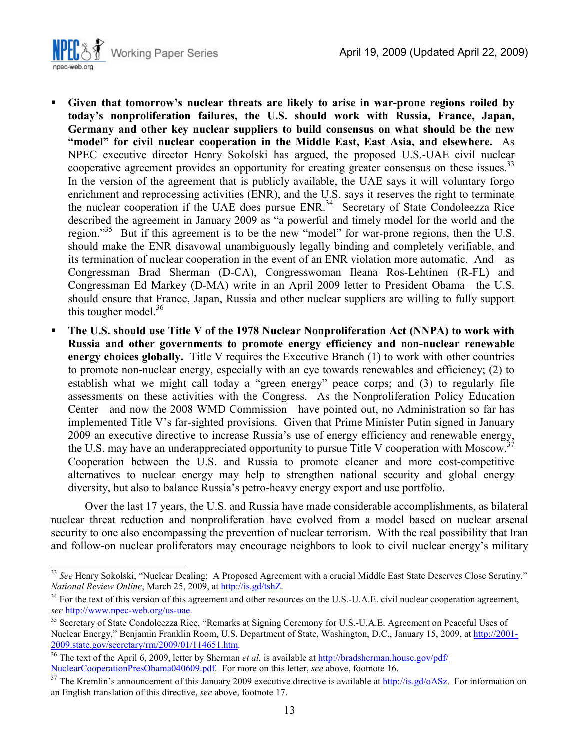- **Given that tomorrow's nuclear threats are likely to arise in war-prone regions roiled by today's nonproliferation failures, the U.S. should work with Russia, France, Japan, Germany and other key nuclear suppliers to build consensus on what should be the new "model" for civil nuclear cooperation in the Middle East, East Asia, and elsewhere.** As NPEC executive director Henry Sokolski has argued, the proposed U.S.-UAE civil nuclear cooperative agreement provides an opportunity for creating greater consensus on these issues.[33] In the version of the agreement that is publicly available, the UAE says it will voluntary forgo enrichment and reprocessing activities (ENR), and the U.S. says it reserves the right to terminate the nuclear cooperation if the UAE does pursue ENR.[34] Secretary of State Condoleezza Rice described the agreement in January 2009 as "a powerful and timely model for the world and the region."[35] But if this agreement is to be the new "model" for war-prone regions, then the U.S. should make the ENR disavowal unambiguously legally binding and completely verifiable, and its termination of nuclear cooperation in the event of an ENR violation more automatic. And—as Congressman Brad Sherman (D-CA), Congresswoman Ileana Ros-Lehtinen (R-FL) and Congressman Ed Markey (D-MA) write in an April 2009 letter to President Obama—the U.S. should ensure that France, Japan, Russia and other nuclear suppliers are willing to fully support this tougher model.[36]
- **The U.S. should use Title V of the 1978 Nuclear Nonproliferation Act (NNPA) to work with Russia and other governments to promote energy efficiency and non-nuclear renewable energy choices globally.** Title V requires the Executive Branch (1) to work with other countries to promote non-nuclear energy, especially with an eye towards renewables and efficiency; (2) to establish what we might call today a "green energy" peace corps; and (3) to regularly file assessments on these activities with the Congress. As the Nonproliferation Policy Education Center—and now the 2008 WMD Commission—have pointed out, no Administration so far has implemented Title V's far-sighted provisions. Given that Prime Minister Putin signed in January 2009 an executive directive to increase Russia's use of energy efficiency and renewable energy, the U.S. may have an underappreciated opportunity to pursue Title V cooperation with Moscow.[37] Cooperation between the U.S. and Russia to promote cleaner and more cost-competitive alternatives to nuclear energy may help to strengthen national security and global energy diversity, but also to balance Russia's petro-heavy energy export and use portfolio.

Over the last 17 years, the U.S. and Russia have made considerable accomplishments, as bilateral nuclear threat reduction and nonproliferation have evolved from a model based on nuclear arsenal security to one also encompassing the prevention of nuclear terrorism. With the real possibility that Iran and follow-on nuclear proliferators may encourage neighbors to look to civil nuclear energy's military

---

[33] *See* Henry Sokolski, "Nuclear Dealing: A Proposed Agreement with a crucial Middle East State Deserves Close Scrutiny," *National Review Online*, March 25, 2009, at http://is.gd/tshZ.

[34] For the text of this version of this agreement and other resources on the U.S.-U.A.E. civil nuclear cooperation agreement, *see* http://www.npec-web.org/us-uae.

[35] Secretary of State Condoleezza Rice, "Remarks at Signing Ceremony for U.S.-U.A.E. Agreement on Peaceful Uses of Nuclear Energy," Benjamin Franklin Room, U.S. Department of State, Washington, D.C., January 15, 2009, at http://2001-2009.state.gov/secretary/rm/2009/01/114651.htm.

[36] The text of the April 6, 2009, letter by Sherman *et al.* is available at http://bradsherman.house.gov/pdf/NuclearCooperationPresObama040609.pdf. For more on this letter, *see* above, footnote 16.

[37] The Kremlin's announcement of this January 2009 executive directive is available at http://is.gd/oASz. For information on an English translation of this directive, *see* above, footnote 17.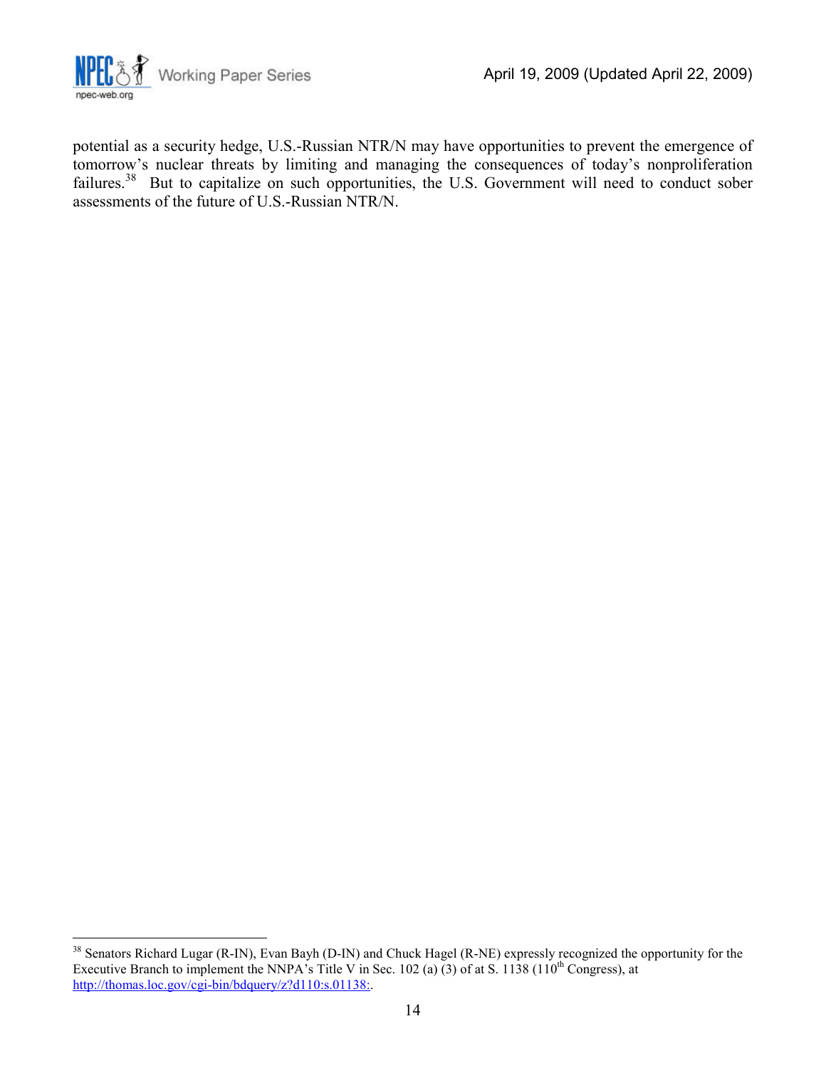potential as a security hedge, U.S.-Russian NTR/N may have opportunities to prevent the emergence of tomorrow's nuclear threats by limiting and managing the consequences of today's nonproliferation failures.[38] But to capitalize on such opportunities, the U.S. Government will need to conduct sober assessments of the future of U.S.-Russian NTR/N.

---

[38] Senators Richard Lugar (R-IN), Evan Bayh (D-IN) and Chuck Hagel (R-NE) expressly recognized the opportunity for the Executive Branch to implement the NNPA's Title V in Sec. 102 (a) (3) of at S. 1138 (110th Congress), at http://thomas.loc.gov/cgi-bin/bdquery/z?d110:s.01138:.